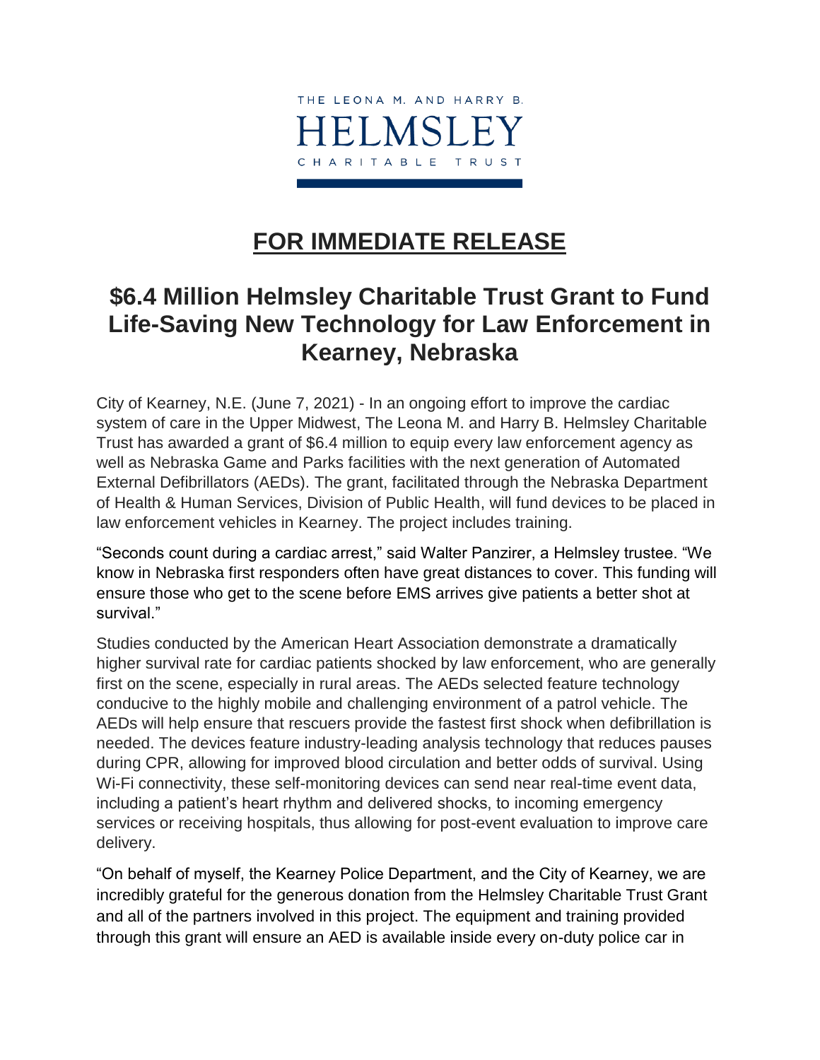THE LEONA M. AND HARRY B.
HELMSLEY
CHARITABLE TRUST

# FOR IMMEDIATE RELEASE

## $6.4 Million Helmsley Charitable Trust Grant to Fund Life-Saving New Technology for Law Enforcement in Kearney, Nebraska

City of Kearney, N.E. (June 7, 2021) - In an ongoing effort to improve the cardiac system of care in the Upper Midwest, The Leona M. and Harry B. Helmsley Charitable Trust has awarded a grant of $6.4 million to equip every law enforcement agency as well as Nebraska Game and Parks facilities with the next generation of Automated External Defibrillators (AEDs). The grant, facilitated through the Nebraska Department of Health & Human Services, Division of Public Health, will fund devices to be placed in law enforcement vehicles in Kearney. The project includes training.

"Seconds count during a cardiac arrest," said Walter Panzirer, a Helmsley trustee. "We know in Nebraska first responders often have great distances to cover. This funding will ensure those who get to the scene before EMS arrives give patients a better shot at survival."

Studies conducted by the American Heart Association demonstrate a dramatically higher survival rate for cardiac patients shocked by law enforcement, who are generally first on the scene, especially in rural areas. The AEDs selected feature technology conducive to the highly mobile and challenging environment of a patrol vehicle. The AEDs will help ensure that rescuers provide the fastest first shock when defibrillation is needed. The devices feature industry-leading analysis technology that reduces pauses during CPR, allowing for improved blood circulation and better odds of survival. Using Wi-Fi connectivity, these self-monitoring devices can send near real-time event data, including a patient's heart rhythm and delivered shocks, to incoming emergency services or receiving hospitals, thus allowing for post-event evaluation to improve care delivery.

"On behalf of myself, the Kearney Police Department, and the City of Kearney, we are incredibly grateful for the generous donation from the Helmsley Charitable Trust Grant and all of the partners involved in this project. The equipment and training provided through this grant will ensure an AED is available inside every on-duty police car in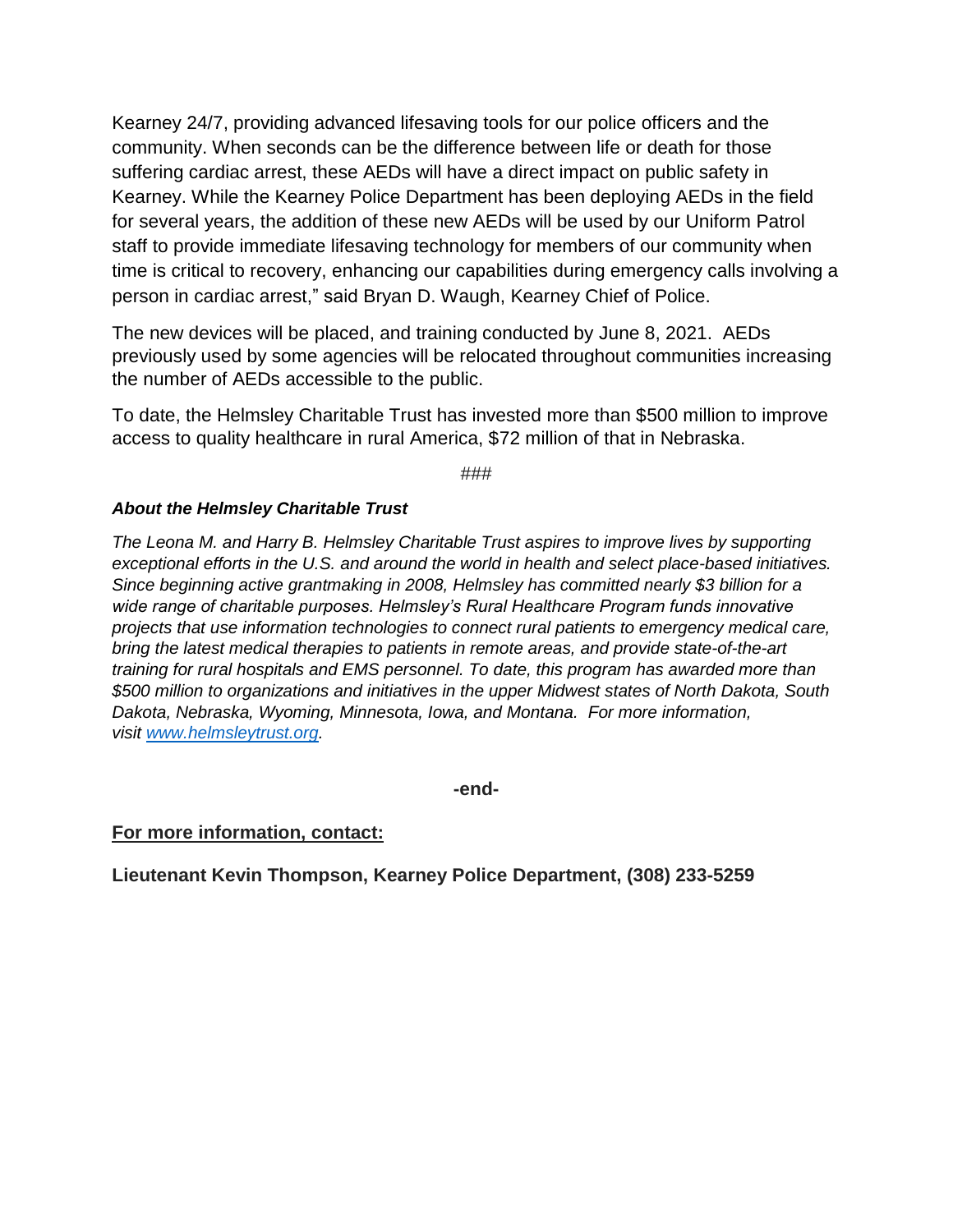Kearney 24/7, providing advanced lifesaving tools for our police officers and the community. When seconds can be the difference between life or death for those suffering cardiac arrest, these AEDs will have a direct impact on public safety in Kearney. While the Kearney Police Department has been deploying AEDs in the field for several years, the addition of these new AEDs will be used by our Uniform Patrol staff to provide immediate lifesaving technology for members of our community when time is critical to recovery, enhancing our capabilities during emergency calls involving a person in cardiac arrest," said Bryan D. Waugh, Kearney Chief of Police.

The new devices will be placed, and training conducted by June 8, 2021. AEDs previously used by some agencies will be relocated throughout communities increasing the number of AEDs accessible to the public.

To date, the Helmsley Charitable Trust has invested more than $500 million to improve access to quality healthcare in rural America, $72 million of that in Nebraska.

###

***About the Helmsley Charitable Trust***

*The Leona M. and Harry B. Helmsley Charitable Trust aspires to improve lives by supporting exceptional efforts in the U.S. and around the world in health and select place-based initiatives. Since beginning active grantmaking in 2008, Helmsley has committed nearly $3 billion for a wide range of charitable purposes. Helmsley's Rural Healthcare Program funds innovative projects that use information technologies to connect rural patients to emergency medical care, bring the latest medical therapies to patients in remote areas, and provide state-of-the-art training for rural hospitals and EMS personnel. To date, this program has awarded more than $500 million to organizations and initiatives in the upper Midwest states of North Dakota, South Dakota, Nebraska, Wyoming, Minnesota, Iowa, and Montana. For more information, visit [www.helmsleytrust.org](www.helmsleytrust.org).*

**-end-**

**For more information, contact:**

**Lieutenant Kevin Thompson, Kearney Police Department, (308) 233-5259**